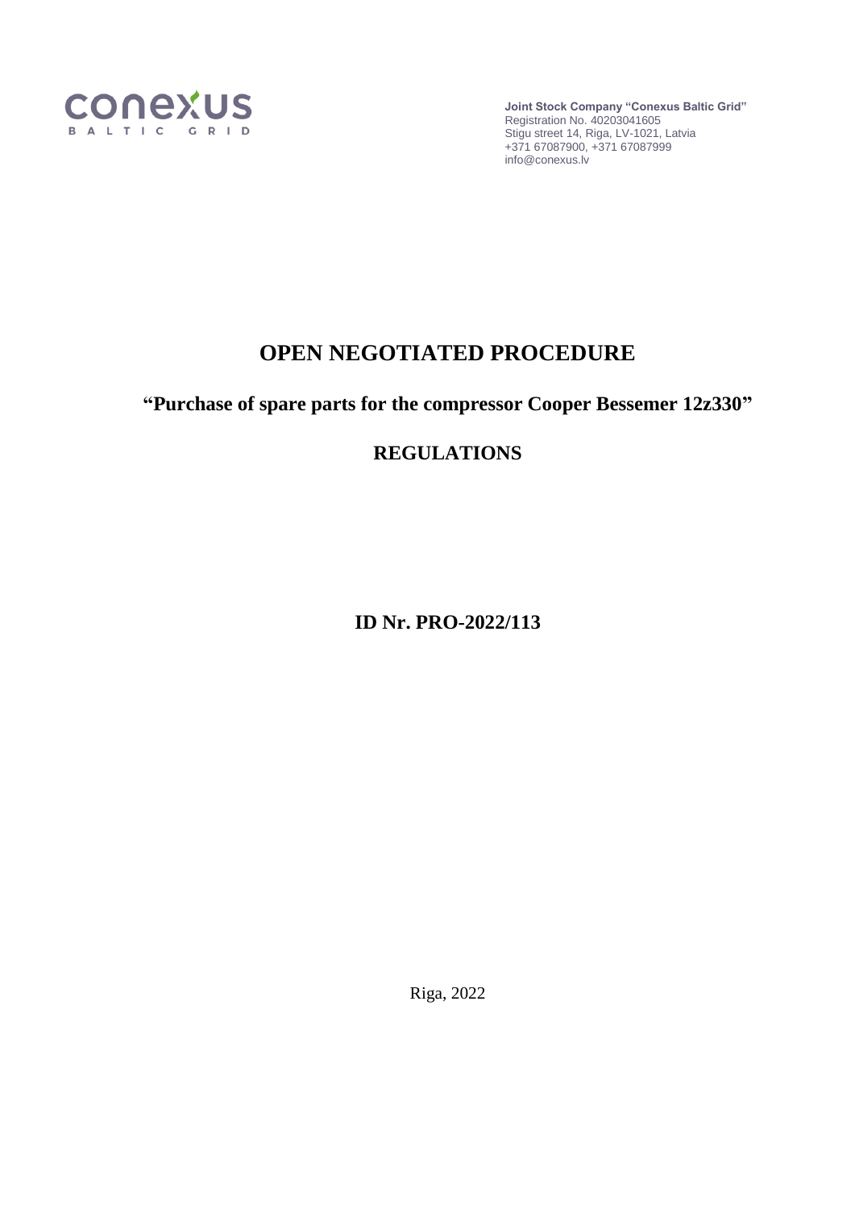conexus
BALTIC GRID

**Joint Stock Company "Conexus Baltic Grid"**
Registration No. 40203041605
Stigu street 14, Riga, LV-1021, Latvia
+371 67087900, +371 67087999
info@conexus.lv

# OPEN NEGOTIATED PROCEDURE

## "Purchase of spare parts for the compressor Cooper Bessemer 12z330"

## REGULATIONS

**ID Nr. PRO-2022/113**

Riga, 2022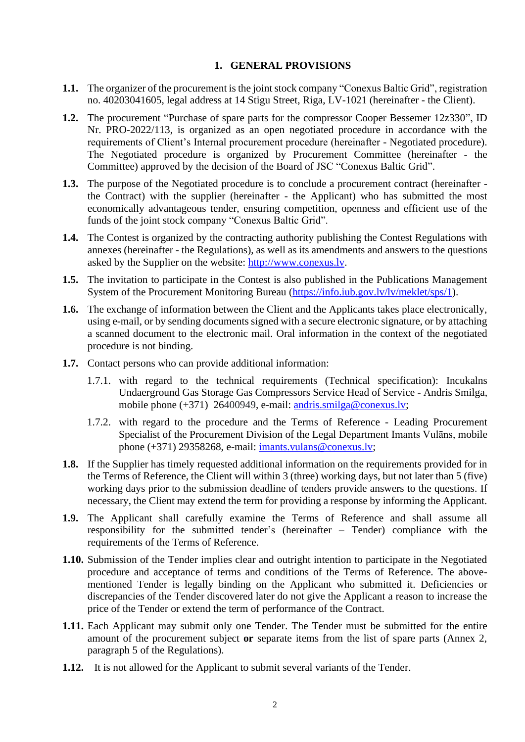# 1. GENERAL PROVISIONS

**1.1.** The organizer of the procurement is the joint stock company "Conexus Baltic Grid", registration no. 40203041605, legal address at 14 Stigu Street, Riga, LV-1021 (hereinafter - the Client).

**1.2.** The procurement "Purchase of spare parts for the compressor Cooper Bessemer 12z330", ID Nr. PRO-2022/113, is organized as an open negotiated procedure in accordance with the requirements of Client's Internal procurement procedure (hereinafter - Negotiated procedure). The Negotiated procedure is organized by Procurement Committee (hereinafter - the Committee) approved by the decision of the Board of JSC "Conexus Baltic Grid".

**1.3.** The purpose of the Negotiated procedure is to conclude a procurement contract (hereinafter - the Contract) with the supplier (hereinafter - the Applicant) who has submitted the most economically advantageous tender, ensuring competition, openness and efficient use of the funds of the joint stock company "Conexus Baltic Grid".

**1.4.** The Contest is organized by the contracting authority publishing the Contest Regulations with annexes (hereinafter - the Regulations), as well as its amendments and answers to the questions asked by the Supplier on the website: [http://www.conexus.lv](http://www.conexus.lv).

**1.5.** The invitation to participate in the Contest is also published in the Publications Management System of the Procurement Monitoring Bureau ([https://info.iub.gov.lv/lv/meklet/sps/1](https://info.iub.gov.lv/lv/meklet/sps/1)).

**1.6.** The exchange of information between the Client and the Applicants takes place electronically, using e-mail, or by sending documents signed with a secure electronic signature, or by attaching a scanned document to the electronic mail. Oral information in the context of the negotiated procedure is not binding.

**1.7.** Contact persons who can provide additional information:

1.7.1. with regard to the technical requirements (Technical specification): Incukalns Undaerground Gas Storage Gas Compressors Service Head of Service - Andris Smilga, mobile phone (+371) 26400949, e-mail: [andris.smilga@conexus.lv](mailto:andris.smilga@conexus.lv);

1.7.2. with regard to the procedure and the Terms of Reference - Leading Procurement Specialist of the Procurement Division of the Legal Department Imants Vulāns, mobile phone (+371) 29358268, e-mail: [imants.vulans@conexus.lv](mailto:imants.vulans@conexus.lv);

**1.8.** If the Supplier has timely requested additional information on the requirements provided for in the Terms of Reference, the Client will within 3 (three) working days, but not later than 5 (five) working days prior to the submission deadline of tenders provide answers to the questions. If necessary, the Client may extend the term for providing a response by informing the Applicant.

**1.9.** The Applicant shall carefully examine the Terms of Reference and shall assume all responsibility for the submitted tender's (hereinafter – Tender) compliance with the requirements of the Terms of Reference.

**1.10.** Submission of the Tender implies clear and outright intention to participate in the Negotiated procedure and acceptance of terms and conditions of the Terms of Reference. The above-mentioned Tender is legally binding on the Applicant who submitted it. Deficiencies or discrepancies of the Tender discovered later do not give the Applicant a reason to increase the price of the Tender or extend the term of performance of the Contract.

**1.11.** Each Applicant may submit only one Tender. The Tender must be submitted for the entire amount of the procurement subject **or** separate items from the list of spare parts (Annex 2, paragraph 5 of the Regulations).

**1.12.** It is not allowed for the Applicant to submit several variants of the Tender.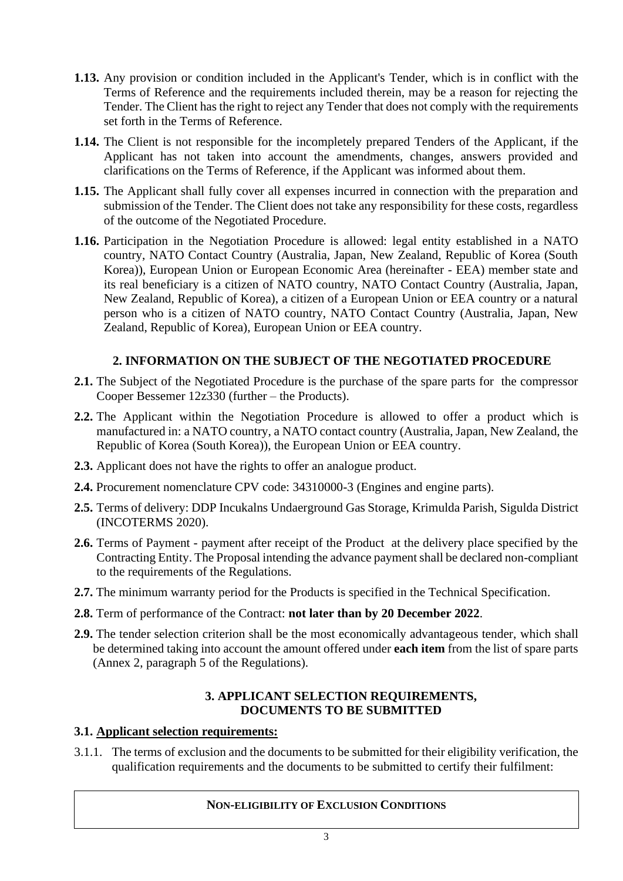**1.13.** Any provision or condition included in the Applicant's Tender, which is in conflict with the Terms of Reference and the requirements included therein, may be a reason for rejecting the Tender. The Client has the right to reject any Tender that does not comply with the requirements set forth in the Terms of Reference.

**1.14.** The Client is not responsible for the incompletely prepared Tenders of the Applicant, if the Applicant has not taken into account the amendments, changes, answers provided and clarifications on the Terms of Reference, if the Applicant was informed about them.

**1.15.** The Applicant shall fully cover all expenses incurred in connection with the preparation and submission of the Tender. The Client does not take any responsibility for these costs, regardless of the outcome of the Negotiated Procedure.

**1.16.** Participation in the Negotiation Procedure is allowed: legal entity established in a NATO country, NATO Contact Country (Australia, Japan, New Zealand, Republic of Korea (South Korea)), European Union or European Economic Area (hereinafter - EEA) member state and its real beneficiary is a citizen of NATO country, NATO Contact Country (Australia, Japan, New Zealand, Republic of Korea), a citizen of a European Union or EEA country or a natural person who is a citizen of NATO country, NATO Contact Country (Australia, Japan, New Zealand, Republic of Korea), European Union or EEA country.

## 2. INFORMATION ON THE SUBJECT OF THE NEGOTIATED PROCEDURE

**2.1.** The Subject of the Negotiated Procedure is the purchase of the spare parts for the compressor Cooper Bessemer 12z330 (further – the Products).

**2.2.** The Applicant within the Negotiation Procedure is allowed to offer a product which is manufactured in: a NATO country, a NATO contact country (Australia, Japan, New Zealand, the Republic of Korea (South Korea)), the European Union or EEA country.

**2.3.** Applicant does not have the rights to offer an analogue product.

**2.4.** Procurement nomenclature CPV code: 34310000-3 (Engines and engine parts).

**2.5.** Terms of delivery: DDP Incukalns Undaerground Gas Storage, Krimulda Parish, Sigulda District (INCOTERMS 2020).

**2.6.** Terms of Payment - payment after receipt of the Product at the delivery place specified by the Contracting Entity. The Proposal intending the advance payment shall be declared non-compliant to the requirements of the Regulations.

**2.7.** The minimum warranty period for the Products is specified in the Technical Specification.

**2.8.** Term of performance of the Contract: **not later than by 20 December 2022**.

**2.9.** The tender selection criterion shall be the most economically advantageous tender, which shall be determined taking into account the amount offered under **each item** from the list of spare parts (Annex 2, paragraph 5 of the Regulations).

## 3. APPLICANT SELECTION REQUIREMENTS, DOCUMENTS TO BE SUBMITTED

### 3.1. Applicant selection requirements:

3.1.1. The terms of exclusion and the documents to be submitted for their eligibility verification, the qualification requirements and the documents to be submitted to certify their fulfilment:

| NON-ELIGIBILITY OF EXCLUSION CONDITIONS |
|---|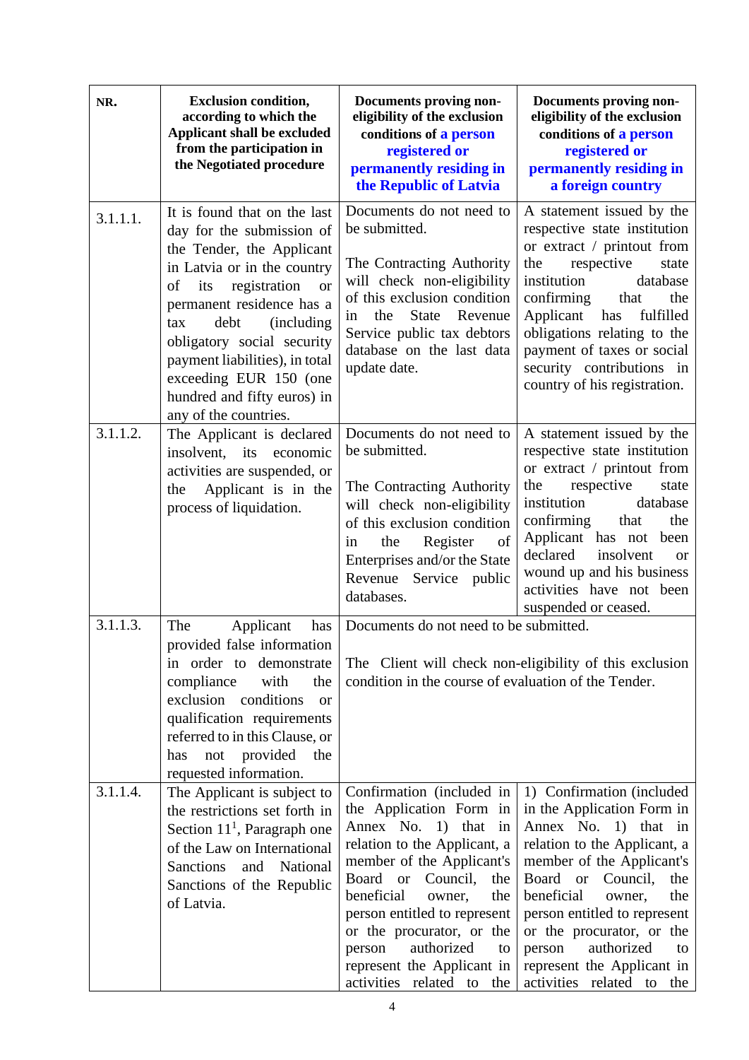| NR. | Exclusion condition, according to which the Applicant shall be excluded from the participation in the Negotiated procedure | Documents proving non-eligibility of the exclusion conditions of a person registered or permanently residing in the Republic of Latvia | Documents proving non-eligibility of the exclusion conditions of a person registered or permanently residing in a foreign country |
|---|---|---|---|
| 3.1.1.1. | It is found that on the last day for the submission of the Tender, the Applicant in Latvia or in the country of its registration or permanent residence has a tax debt (including obligatory social security payment liabilities), in total exceeding EUR 150 (one hundred and fifty euros) in any of the countries. | Documents do not need to be submitted.<br><br>The Contracting Authority will check non-eligibility of this exclusion condition in the State Revenue Service public tax debtors database on the last data update date. | A statement issued by the respective state institution or extract / printout from the respective state institution database confirming that the Applicant has fulfilled obligations relating to the payment of taxes or social security contributions in country of his registration. |
| 3.1.1.2. | The Applicant is declared insolvent, its economic activities are suspended, or the Applicant is in the process of liquidation. | Documents do not need to be submitted.<br><br>The Contracting Authority will check non-eligibility of this exclusion condition in the Register of Enterprises and/or the State Revenue Service public databases. | A statement issued by the respective state institution or extract / printout from the respective state institution database confirming that the Applicant has not been declared insolvent or wound up and his business activities have not been suspended or ceased. |
| 3.1.1.3. | The Applicant has provided false information in order to demonstrate compliance with the exclusion conditions or qualification requirements referred to in this Clause, or has not provided the requested information. | Documents do not need to be submitted.<br><br>The Client will check non-eligibility of this exclusion condition in the course of evaluation of the Tender. | |
| 3.1.1.4. | The Applicant is subject to the restrictions set forth in Section 11[1], Paragraph one of the Law on International Sanctions and National Sanctions of the Republic of Latvia. | Confirmation (included in the Application Form in Annex No. 1) that in relation to the Applicant, a member of the Applicant's Board or Council, the beneficial owner, the person entitled to represent or the procurator, or the person authorized to represent the Applicant in activities related to the | 1) Confirmation (included in the Application Form in Annex No. 1) that in relation to the Applicant, a member of the Applicant's Board or Council, the beneficial owner, the person entitled to represent or the procurator, or the person authorized to represent the Applicant in activities related to the |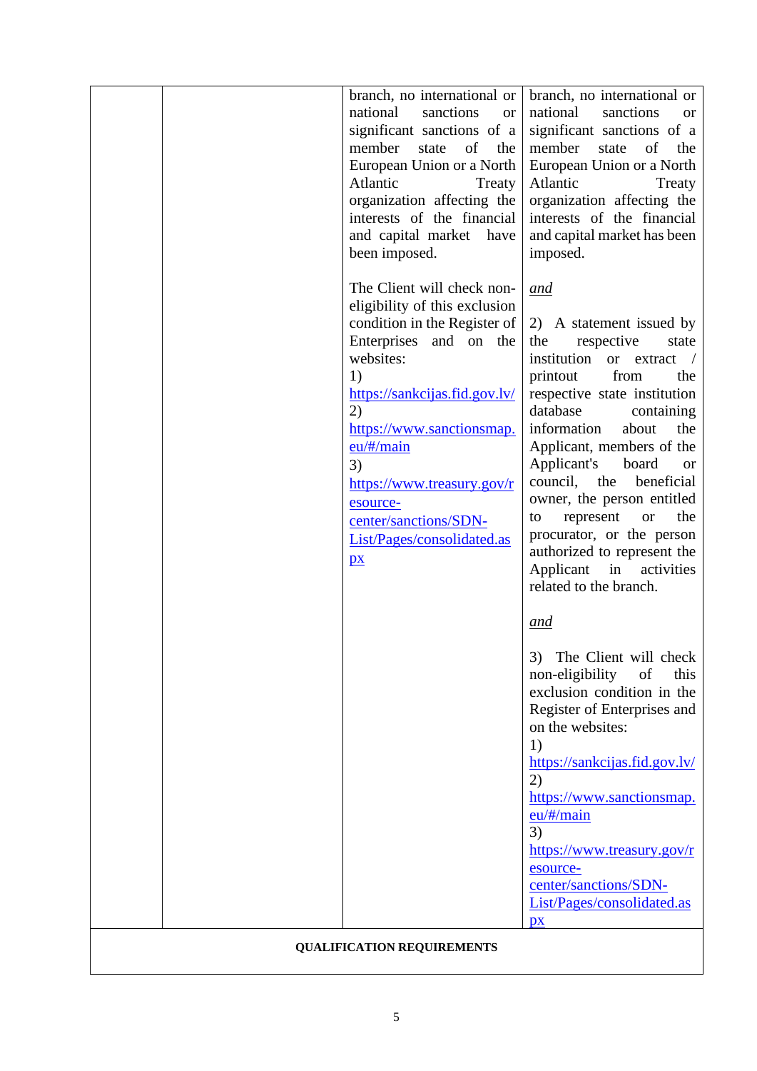| | | | |
|---|---|---|---|
| | | branch, no international or national sanctions or significant sanctions of a member state of the European Union or a North Atlantic Treaty organization affecting the interests of the financial and capital market have been imposed.<br><br>The Client will check non-eligibility of this exclusion condition in the Register of Enterprises and on the websites:<br>1)<br>https://sankcijas.fid.gov.lv/<br>2)<br>https://www.sanctionsmap.eu/#/main<br>3)<br>https://www.treasury.gov/resource-center/sanctions/SDN-List/Pages/consolidated.aspx | branch, no international or national sanctions or significant sanctions of a member state of the European Union or a North Atlantic Treaty organization affecting the interests of the financial and capital market has been imposed.<br><br>*and*<br><br>2) A statement issued by the respective state institution or extract / printout from the respective state institution database containing information about the Applicant, members of the Applicant's board or council, the beneficial owner, the person entitled to represent or the procurator, or the person authorized to represent the Applicant in activities related to the branch.<br><br>*and*<br><br>3) The Client will check non-eligibility of this exclusion condition in the Register of Enterprises and on the websites:<br>1)<br>https://sankcijas.fid.gov.lv/<br>2)<br>https://www.sanctionsmap.eu/#/main<br>3)<br>https://www.treasury.gov/resource-center/sanctions/SDN-List/Pages/consolidated.aspx |
| **QUALIFICATION REQUIREMENTS** | | | |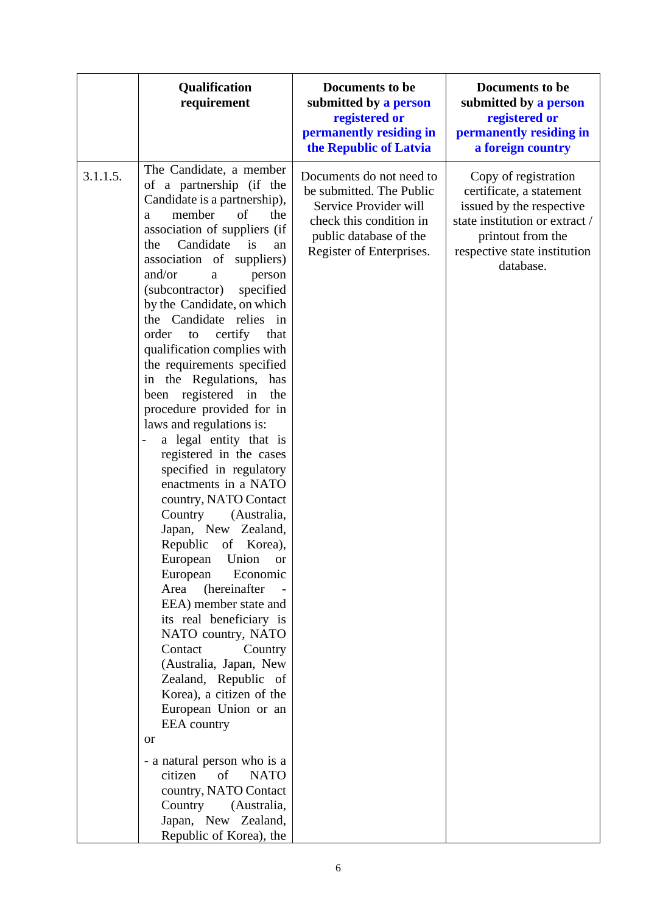| | Qualification requirement | Documents to be submitted by a person registered or permanently residing in the Republic of Latvia | Documents to be submitted by a person registered or permanently residing in a foreign country |
|---|---|---|---|
| 3.1.1.5. | The Candidate, a member of a partnership (if the Candidate is a partnership), a member of the association of suppliers (if the Candidate is an association of suppliers) and/or a person (subcontractor) specified by the Candidate, on which the Candidate relies in order to certify that qualification complies with the requirements specified in the Regulations, has been registered in the procedure provided for in laws and regulations is:<br>- a legal entity that is registered in the cases specified in regulatory enactments in a NATO country, NATO Contact Country (Australia, Japan, New Zealand, Republic of Korea), European Union or European Economic Area (hereinafter - EEA) member state and its real beneficiary is NATO country, NATO Contact Country (Australia, Japan, New Zealand, Republic of Korea), a citizen of the European Union or an EEA country<br>or<br>- a natural person who is a citizen of NATO country, NATO Contact Country (Australia, Japan, New Zealand, Republic of Korea), the | Documents do not need to be submitted. The Public Service Provider will check this condition in public database of the Register of Enterprises. | Copy of registration certificate, a statement issued by the respective state institution or extract / printout from the respective state institution database. |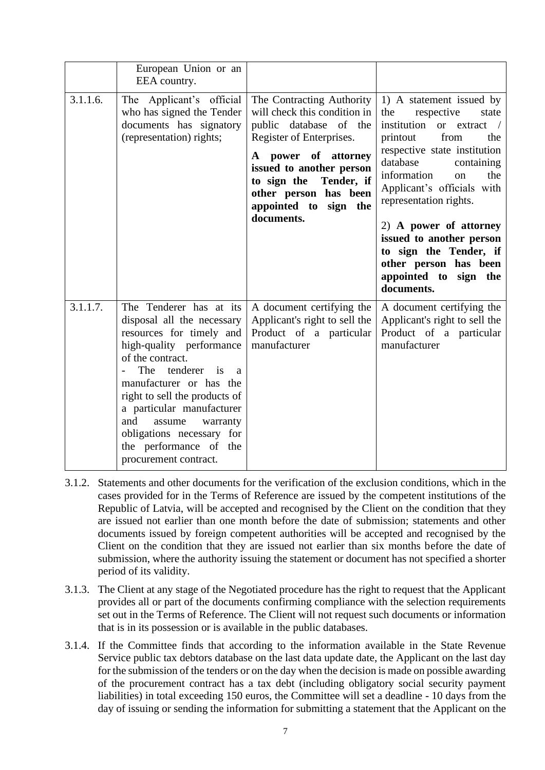| | | | |
|---|---|---|---|
| | European Union or an EEA country. | | |
| 3.1.1.6. | The Applicant's official who has signed the Tender documents has signatory (representation) rights; | The Contracting Authority will check this condition in public database of the Register of Enterprises.<br><br>**A power of attorney issued to another person to sign the Tender, if other person has been appointed to sign the documents.** | 1) A statement issued by the respective state institution or extract / printout from the respective state institution database containing information on the Applicant's officials with representation rights.<br><br>2) **A power of attorney issued to another person to sign the Tender, if other person has been appointed to sign the documents.** |
| 3.1.1.7. | The Tenderer has at its disposal all the necessary resources for timely and high-quality performance of the contract.<br>- The tenderer is a manufacturer or has the right to sell the products of a particular manufacturer and assume warranty obligations necessary for the performance of the procurement contract. | A document certifying the Applicant's right to sell the Product of a particular manufacturer | A document certifying the Applicant's right to sell the Product of a particular manufacturer |

3.1.2. Statements and other documents for the verification of the exclusion conditions, which in the cases provided for in the Terms of Reference are issued by the competent institutions of the Republic of Latvia, will be accepted and recognised by the Client on the condition that they are issued not earlier than one month before the date of submission; statements and other documents issued by foreign competent authorities will be accepted and recognised by the Client on the condition that they are issued not earlier than six months before the date of submission, where the authority issuing the statement or document has not specified a shorter period of its validity.

3.1.3. The Client at any stage of the Negotiated procedure has the right to request that the Applicant provides all or part of the documents confirming compliance with the selection requirements set out in the Terms of Reference. The Client will not request such documents or information that is in its possession or is available in the public databases.

3.1.4. If the Committee finds that according to the information available in the State Revenue Service public tax debtors database on the last data update date, the Applicant on the last day for the submission of the tenders or on the day when the decision is made on possible awarding of the procurement contract has a tax debt (including obligatory social security payment liabilities) in total exceeding 150 euros, the Committee will set a deadline - 10 days from the day of issuing or sending the information for submitting a statement that the Applicant on the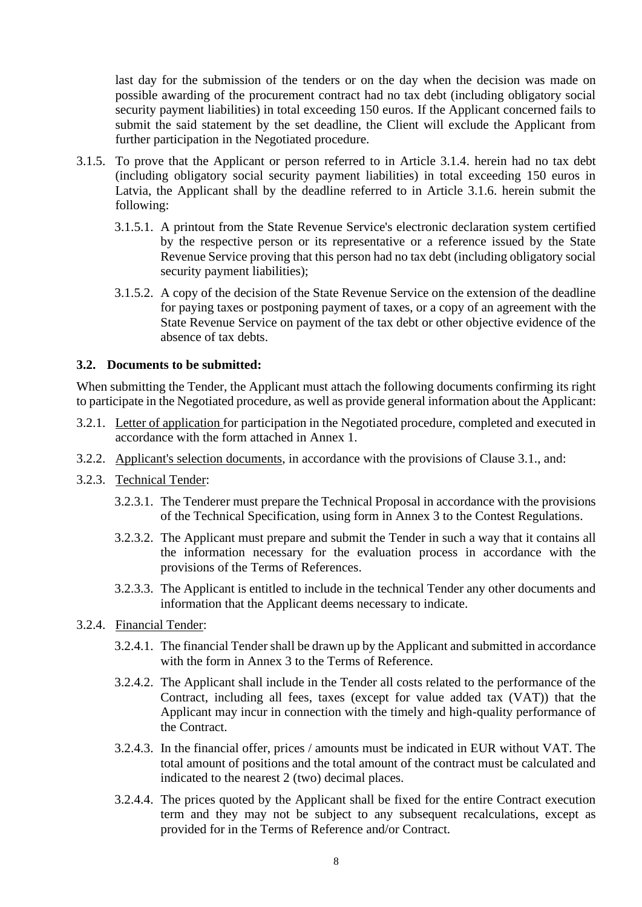last day for the submission of the tenders or on the day when the decision was made on possible awarding of the procurement contract had no tax debt (including obligatory social security payment liabilities) in total exceeding 150 euros. If the Applicant concerned fails to submit the said statement by the set deadline, the Client will exclude the Applicant from further participation in the Negotiated procedure.

3.1.5. To prove that the Applicant or person referred to in Article 3.1.4. herein had no tax debt (including obligatory social security payment liabilities) in total exceeding 150 euros in Latvia, the Applicant shall by the deadline referred to in Article 3.1.6. herein submit the following:

3.1.5.1. A printout from the State Revenue Service's electronic declaration system certified by the respective person or its representative or a reference issued by the State Revenue Service proving that this person had no tax debt (including obligatory social security payment liabilities);

3.1.5.2. A copy of the decision of the State Revenue Service on the extension of the deadline for paying taxes or postponing payment of taxes, or a copy of an agreement with the State Revenue Service on payment of the tax debt or other objective evidence of the absence of tax debts.

### 3.2. Documents to be submitted:

When submitting the Tender, the Applicant must attach the following documents confirming its right to participate in the Negotiated procedure, as well as provide general information about the Applicant:

3.2.1. Letter of application for participation in the Negotiated procedure, completed and executed in accordance with the form attached in Annex 1.

3.2.2. Applicant's selection documents, in accordance with the provisions of Clause 3.1., and:

3.2.3. Technical Tender:

3.2.3.1. The Tenderer must prepare the Technical Proposal in accordance with the provisions of the Technical Specification, using form in Annex 3 to the Contest Regulations.

3.2.3.2. The Applicant must prepare and submit the Tender in such a way that it contains all the information necessary for the evaluation process in accordance with the provisions of the Terms of References.

3.2.3.3. The Applicant is entitled to include in the technical Tender any other documents and information that the Applicant deems necessary to indicate.

3.2.4. Financial Tender:

3.2.4.1. The financial Tender shall be drawn up by the Applicant and submitted in accordance with the form in Annex 3 to the Terms of Reference.

3.2.4.2. The Applicant shall include in the Tender all costs related to the performance of the Contract, including all fees, taxes (except for value added tax (VAT)) that the Applicant may incur in connection with the timely and high-quality performance of the Contract.

3.2.4.3. In the financial offer, prices / amounts must be indicated in EUR without VAT. The total amount of positions and the total amount of the contract must be calculated and indicated to the nearest 2 (two) decimal places.

3.2.4.4. The prices quoted by the Applicant shall be fixed for the entire Contract execution term and they may not be subject to any subsequent recalculations, except as provided for in the Terms of Reference and/or Contract.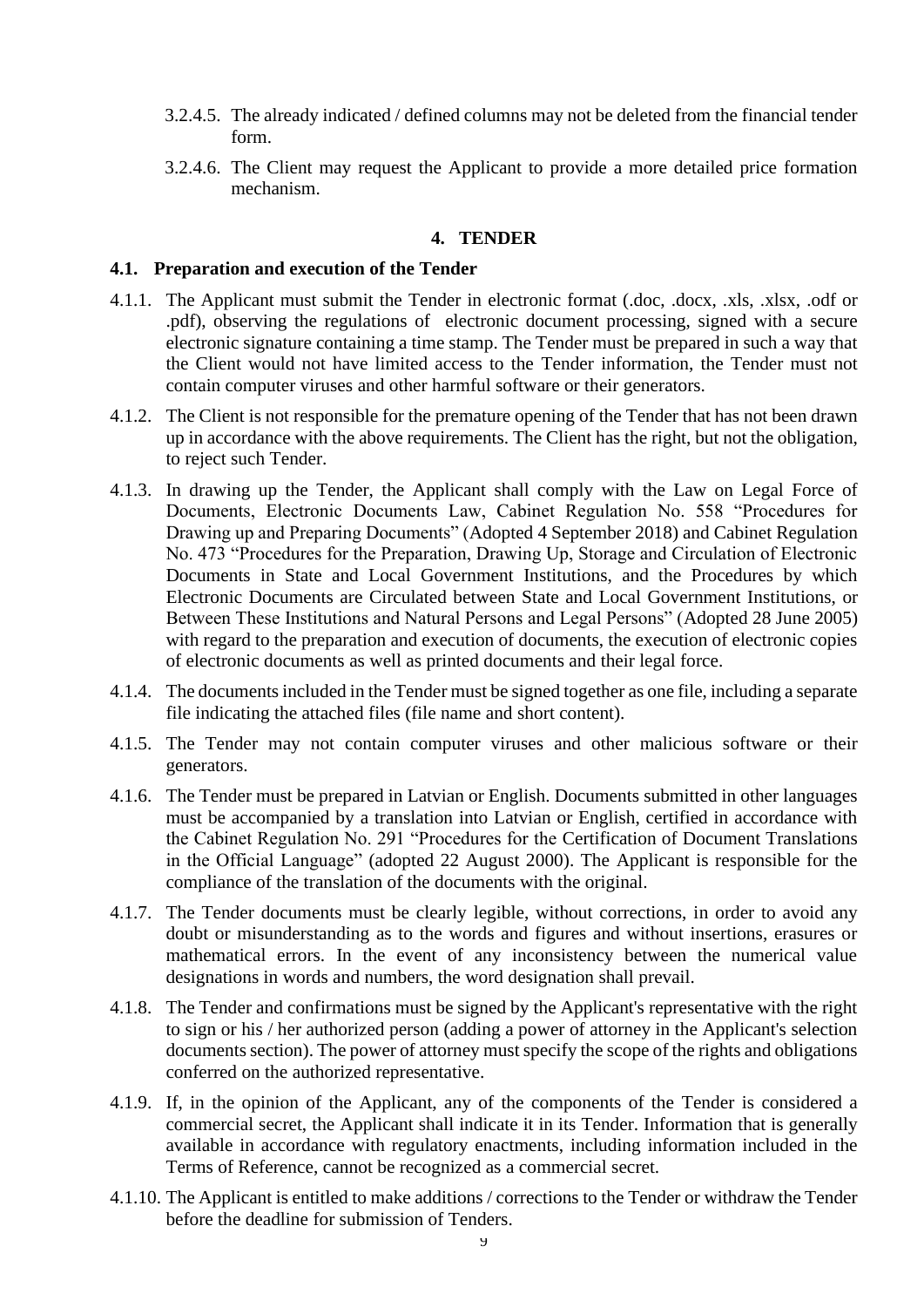3.2.4.5. The already indicated / defined columns may not be deleted from the financial tender form.

3.2.4.6. The Client may request the Applicant to provide a more detailed price formation mechanism.

## 4. TENDER

### 4.1. Preparation and execution of the Tender

4.1.1. The Applicant must submit the Tender in electronic format (.doc, .docx, .xls, .xlsx, .odf or .pdf), observing the regulations of electronic document processing, signed with a secure electronic signature containing a time stamp. The Tender must be prepared in such a way that the Client would not have limited access to the Tender information, the Tender must not contain computer viruses and other harmful software or their generators.

4.1.2. The Client is not responsible for the premature opening of the Tender that has not been drawn up in accordance with the above requirements. The Client has the right, but not the obligation, to reject such Tender.

4.1.3. In drawing up the Tender, the Applicant shall comply with the Law on Legal Force of Documents, Electronic Documents Law, Cabinet Regulation No. 558 "Procedures for Drawing up and Preparing Documents" (Adopted 4 September 2018) and Cabinet Regulation No. 473 "Procedures for the Preparation, Drawing Up, Storage and Circulation of Electronic Documents in State and Local Government Institutions, and the Procedures by which Electronic Documents are Circulated between State and Local Government Institutions, or Between These Institutions and Natural Persons and Legal Persons" (Adopted 28 June 2005) with regard to the preparation and execution of documents, the execution of electronic copies of electronic documents as well as printed documents and their legal force.

4.1.4. The documents included in the Tender must be signed together as one file, including a separate file indicating the attached files (file name and short content).

4.1.5. The Tender may not contain computer viruses and other malicious software or their generators.

4.1.6. The Tender must be prepared in Latvian or English. Documents submitted in other languages must be accompanied by a translation into Latvian or English, certified in accordance with the Cabinet Regulation No. 291 "Procedures for the Certification of Document Translations in the Official Language" (adopted 22 August 2000). The Applicant is responsible for the compliance of the translation of the documents with the original.

4.1.7. The Tender documents must be clearly legible, without corrections, in order to avoid any doubt or misunderstanding as to the words and figures and without insertions, erasures or mathematical errors. In the event of any inconsistency between the numerical value designations in words and numbers, the word designation shall prevail.

4.1.8. The Tender and confirmations must be signed by the Applicant's representative with the right to sign or his / her authorized person (adding a power of attorney in the Applicant's selection documents section). The power of attorney must specify the scope of the rights and obligations conferred on the authorized representative.

4.1.9. If, in the opinion of the Applicant, any of the components of the Tender is considered a commercial secret, the Applicant shall indicate it in its Tender. Information that is generally available in accordance with regulatory enactments, including information included in the Terms of Reference, cannot be recognized as a commercial secret.

4.1.10. The Applicant is entitled to make additions / corrections to the Tender or withdraw the Tender before the deadline for submission of Tenders.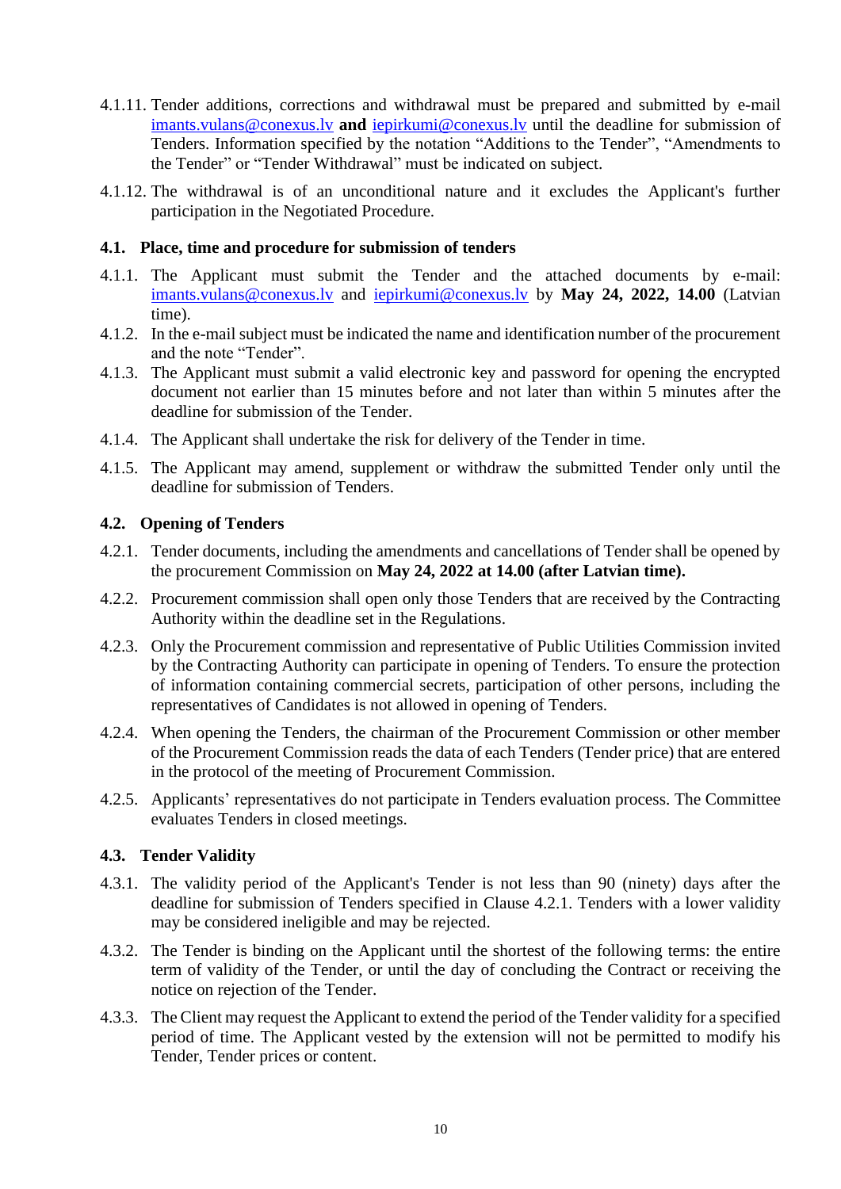4.1.11. Tender additions, corrections and withdrawal must be prepared and submitted by e-mail imants.vulans@conexus.lv **and** iepirkumi@conexus.lv until the deadline for submission of Tenders. Information specified by the notation "Additions to the Tender", "Amendments to the Tender" or "Tender Withdrawal" must be indicated on subject.

4.1.12. The withdrawal is of an unconditional nature and it excludes the Applicant's further participation in the Negotiated Procedure.

### 4.1. Place, time and procedure for submission of tenders

4.1.1. The Applicant must submit the Tender and the attached documents by e-mail: imants.vulans@conexus.lv and iepirkumi@conexus.lv by **May 24, 2022, 14.00** (Latvian time).

4.1.2. In the e-mail subject must be indicated the name and identification number of the procurement and the note "Tender".

4.1.3. The Applicant must submit a valid electronic key and password for opening the encrypted document not earlier than 15 minutes before and not later than within 5 minutes after the deadline for submission of the Tender.

4.1.4. The Applicant shall undertake the risk for delivery of the Tender in time.

4.1.5. The Applicant may amend, supplement or withdraw the submitted Tender only until the deadline for submission of Tenders.

### 4.2. Opening of Tenders

4.2.1. Tender documents, including the amendments and cancellations of Tender shall be opened by the procurement Commission on **May 24, 2022 at 14.00 (after Latvian time).**

4.2.2. Procurement commission shall open only those Tenders that are received by the Contracting Authority within the deadline set in the Regulations.

4.2.3. Only the Procurement commission and representative of Public Utilities Commission invited by the Contracting Authority can participate in opening of Tenders. To ensure the protection of information containing commercial secrets, participation of other persons, including the representatives of Candidates is not allowed in opening of Tenders.

4.2.4. When opening the Tenders, the chairman of the Procurement Commission or other member of the Procurement Commission reads the data of each Tenders (Tender price) that are entered in the protocol of the meeting of Procurement Commission.

4.2.5. Applicants' representatives do not participate in Tenders evaluation process. The Committee evaluates Tenders in closed meetings.

### 4.3. Tender Validity

4.3.1. The validity period of the Applicant's Tender is not less than 90 (ninety) days after the deadline for submission of Tenders specified in Clause 4.2.1. Tenders with a lower validity may be considered ineligible and may be rejected.

4.3.2. The Tender is binding on the Applicant until the shortest of the following terms: the entire term of validity of the Tender, or until the day of concluding the Contract or receiving the notice on rejection of the Tender.

4.3.3. The Client may request the Applicant to extend the period of the Tender validity for a specified period of time. The Applicant vested by the extension will not be permitted to modify his Tender, Tender prices or content.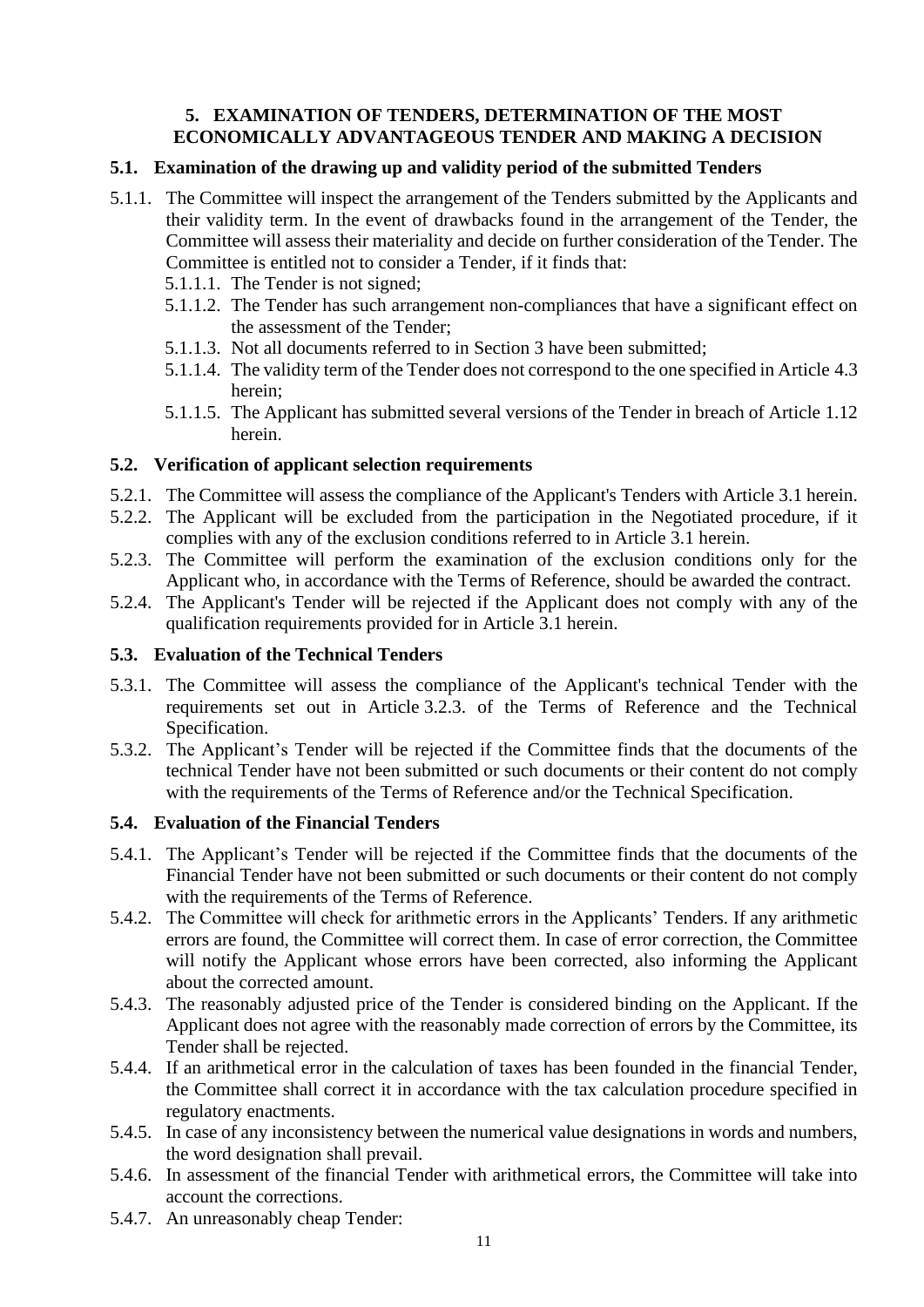## 5. EXAMINATION OF TENDERS, DETERMINATION OF THE MOST ECONOMICALLY ADVANTAGEOUS TENDER AND MAKING A DECISION

### 5.1. Examination of the drawing up and validity period of the submitted Tenders

5.1.1. The Committee will inspect the arrangement of the Tenders submitted by the Applicants and their validity term. In the event of drawbacks found in the arrangement of the Tender, the Committee will assess their materiality and decide on further consideration of the Tender. The Committee is entitled not to consider a Tender, if it finds that:

- 5.1.1.1. The Tender is not signed;
- 5.1.1.2. The Tender has such arrangement non-compliances that have a significant effect on the assessment of the Tender;
- 5.1.1.3. Not all documents referred to in Section 3 have been submitted;
- 5.1.1.4. The validity term of the Tender does not correspond to the one specified in Article 4.3 herein;
- 5.1.1.5. The Applicant has submitted several versions of the Tender in breach of Article 1.12 herein.

### 5.2. Verification of applicant selection requirements

5.2.1. The Committee will assess the compliance of the Applicant's Tenders with Article 3.1 herein.

5.2.2. The Applicant will be excluded from the participation in the Negotiated procedure, if it complies with any of the exclusion conditions referred to in Article 3.1 herein.

5.2.3. The Committee will perform the examination of the exclusion conditions only for the Applicant who, in accordance with the Terms of Reference, should be awarded the contract.

5.2.4. The Applicant's Tender will be rejected if the Applicant does not comply with any of the qualification requirements provided for in Article 3.1 herein.

### 5.3. Evaluation of the Technical Tenders

5.3.1. The Committee will assess the compliance of the Applicant's technical Tender with the requirements set out in Article 3.2.3. of the Terms of Reference and the Technical Specification.

5.3.2. The Applicant's Tender will be rejected if the Committee finds that the documents of the technical Tender have not been submitted or such documents or their content do not comply with the requirements of the Terms of Reference and/or the Technical Specification.

### 5.4. Evaluation of the Financial Tenders

5.4.1. The Applicant's Tender will be rejected if the Committee finds that the documents of the Financial Tender have not been submitted or such documents or their content do not comply with the requirements of the Terms of Reference.

5.4.2. The Committee will check for arithmetic errors in the Applicants' Tenders. If any arithmetic errors are found, the Committee will correct them. In case of error correction, the Committee will notify the Applicant whose errors have been corrected, also informing the Applicant about the corrected amount.

5.4.3. The reasonably adjusted price of the Tender is considered binding on the Applicant. If the Applicant does not agree with the reasonably made correction of errors by the Committee, its Tender shall be rejected.

5.4.4. If an arithmetical error in the calculation of taxes has been founded in the financial Tender, the Committee shall correct it in accordance with the tax calculation procedure specified in regulatory enactments.

5.4.5. In case of any inconsistency between the numerical value designations in words and numbers, the word designation shall prevail.

5.4.6. In assessment of the financial Tender with arithmetical errors, the Committee will take into account the corrections.

5.4.7. An unreasonably cheap Tender: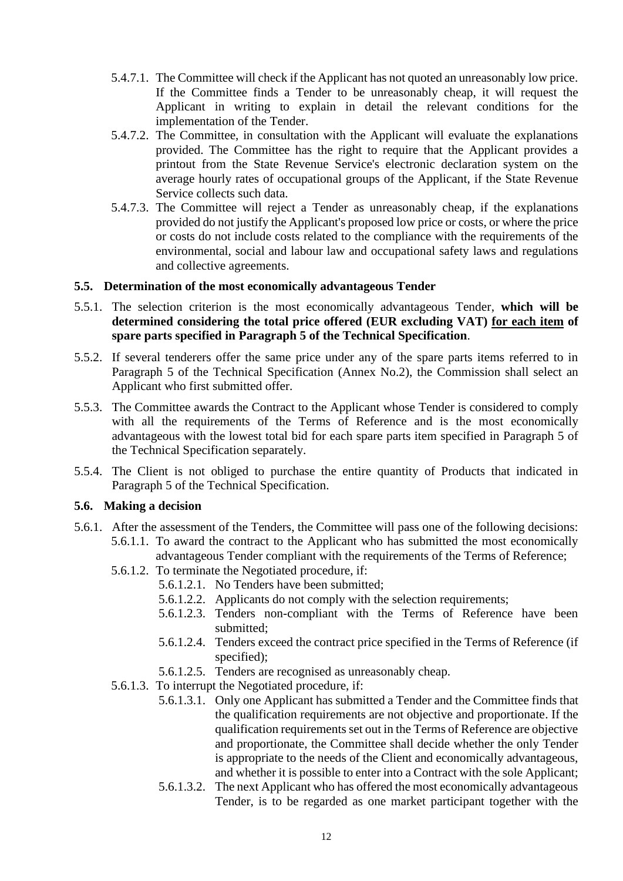- 5.4.7.1. The Committee will check if the Applicant has not quoted an unreasonably low price. If the Committee finds a Tender to be unreasonably cheap, it will request the Applicant in writing to explain in detail the relevant conditions for the implementation of the Tender.
- 5.4.7.2. The Committee, in consultation with the Applicant will evaluate the explanations provided. The Committee has the right to require that the Applicant provides a printout from the State Revenue Service's electronic declaration system on the average hourly rates of occupational groups of the Applicant, if the State Revenue Service collects such data.
- 5.4.7.3. The Committee will reject a Tender as unreasonably cheap, if the explanations provided do not justify the Applicant's proposed low price or costs, or where the price or costs do not include costs related to the compliance with the requirements of the environmental, social and labour law and occupational safety laws and regulations and collective agreements.

### 5.5. Determination of the most economically advantageous Tender

5.5.1. The selection criterion is the most economically advantageous Tender, **which will be determined considering the total price offered (EUR excluding VAT) <u>for each item</u> of spare parts specified in Paragraph 5 of the Technical Specification**.

5.5.2. If several tenderers offer the same price under any of the spare parts items referred to in Paragraph 5 of the Technical Specification (Annex No.2), the Commission shall select an Applicant who first submitted offer.

5.5.3. The Committee awards the Contract to the Applicant whose Tender is considered to comply with all the requirements of the Terms of Reference and is the most economically advantageous with the lowest total bid for each spare parts item specified in Paragraph 5 of the Technical Specification separately.

5.5.4. The Client is not obliged to purchase the entire quantity of Products that indicated in Paragraph 5 of the Technical Specification.

### 5.6. Making a decision

5.6.1. After the assessment of the Tenders, the Committee will pass one of the following decisions:

- 5.6.1.1. To award the contract to the Applicant who has submitted the most economically advantageous Tender compliant with the requirements of the Terms of Reference;
- 5.6.1.2. To terminate the Negotiated procedure, if:
  - 5.6.1.2.1. No Tenders have been submitted;
  - 5.6.1.2.2. Applicants do not comply with the selection requirements;
  - 5.6.1.2.3. Tenders non-compliant with the Terms of Reference have been submitted;
  - 5.6.1.2.4. Tenders exceed the contract price specified in the Terms of Reference (if specified);
  - 5.6.1.2.5. Tenders are recognised as unreasonably cheap.
- 5.6.1.3. To interrupt the Negotiated procedure, if:
  - 5.6.1.3.1. Only one Applicant has submitted a Tender and the Committee finds that the qualification requirements are not objective and proportionate. If the qualification requirements set out in the Terms of Reference are objective and proportionate, the Committee shall decide whether the only Tender is appropriate to the needs of the Client and economically advantageous, and whether it is possible to enter into a Contract with the sole Applicant;
  - 5.6.1.3.2. The next Applicant who has offered the most economically advantageous Tender, is to be regarded as one market participant together with the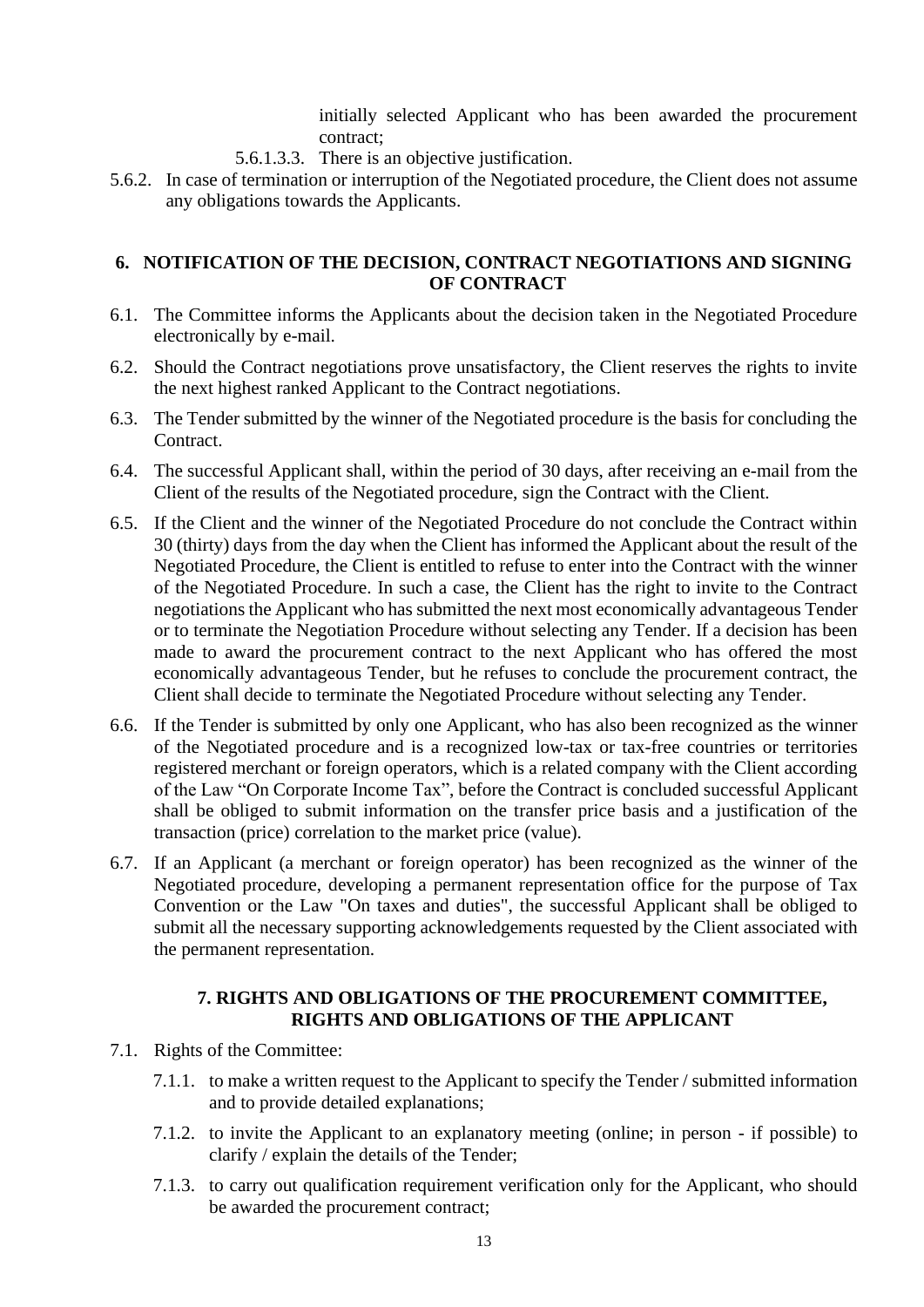initially selected Applicant who has been awarded the procurement contract;

5.6.1.3.3. There is an objective justification.

5.6.2. In case of termination or interruption of the Negotiated procedure, the Client does not assume any obligations towards the Applicants.

## 6. NOTIFICATION OF THE DECISION, CONTRACT NEGOTIATIONS AND SIGNING OF CONTRACT

6.1. The Committee informs the Applicants about the decision taken in the Negotiated Procedure electronically by e-mail.

6.2. Should the Contract negotiations prove unsatisfactory, the Client reserves the rights to invite the next highest ranked Applicant to the Contract negotiations.

6.3. The Tender submitted by the winner of the Negotiated procedure is the basis for concluding the Contract.

6.4. The successful Applicant shall, within the period of 30 days, after receiving an e-mail from the Client of the results of the Negotiated procedure, sign the Contract with the Client.

6.5. If the Client and the winner of the Negotiated Procedure do not conclude the Contract within 30 (thirty) days from the day when the Client has informed the Applicant about the result of the Negotiated Procedure, the Client is entitled to refuse to enter into the Contract with the winner of the Negotiated Procedure. In such a case, the Client has the right to invite to the Contract negotiations the Applicant who has submitted the next most economically advantageous Tender or to terminate the Negotiation Procedure without selecting any Tender. If a decision has been made to award the procurement contract to the next Applicant who has offered the most economically advantageous Tender, but he refuses to conclude the procurement contract, the Client shall decide to terminate the Negotiated Procedure without selecting any Tender.

6.6. If the Tender is submitted by only one Applicant, who has also been recognized as the winner of the Negotiated procedure and is a recognized low-tax or tax-free countries or territories registered merchant or foreign operators, which is a related company with the Client according of the Law "On Corporate Income Tax", before the Contract is concluded successful Applicant shall be obliged to submit information on the transfer price basis and a justification of the transaction (price) correlation to the market price (value).

6.7. If an Applicant (a merchant or foreign operator) has been recognized as the winner of the Negotiated procedure, developing a permanent representation office for the purpose of Tax Convention or the Law "On taxes and duties", the successful Applicant shall be obliged to submit all the necessary supporting acknowledgements requested by the Client associated with the permanent representation.

## 7. RIGHTS AND OBLIGATIONS OF THE PROCUREMENT COMMITTEE, RIGHTS AND OBLIGATIONS OF THE APPLICANT

7.1. Rights of the Committee:

7.1.1. to make a written request to the Applicant to specify the Tender / submitted information and to provide detailed explanations;

7.1.2. to invite the Applicant to an explanatory meeting (online; in person - if possible) to clarify / explain the details of the Tender;

7.1.3. to carry out qualification requirement verification only for the Applicant, who should be awarded the procurement contract;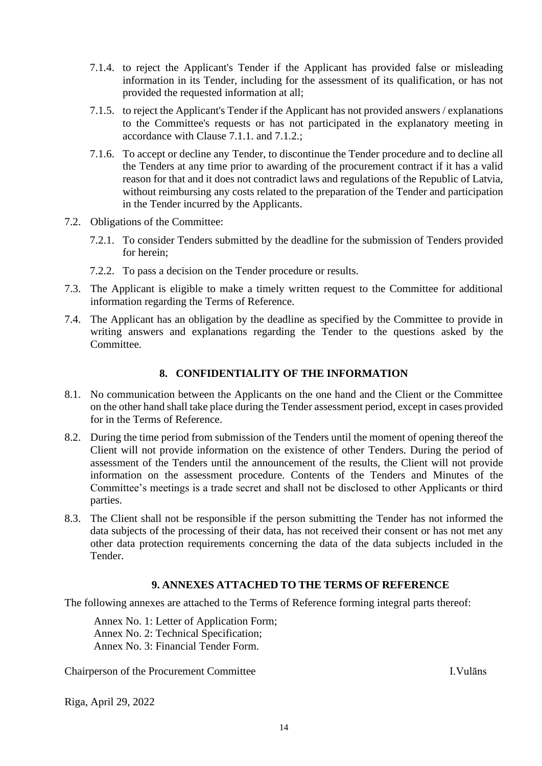7.1.4. to reject the Applicant's Tender if the Applicant has provided false or misleading information in its Tender, including for the assessment of its qualification, or has not provided the requested information at all;

7.1.5. to reject the Applicant's Tender if the Applicant has not provided answers / explanations to the Committee's requests or has not participated in the explanatory meeting in accordance with Clause 7.1.1. and 7.1.2.;

7.1.6. To accept or decline any Tender, to discontinue the Tender procedure and to decline all the Tenders at any time prior to awarding of the procurement contract if it has a valid reason for that and it does not contradict laws and regulations of the Republic of Latvia, without reimbursing any costs related to the preparation of the Tender and participation in the Tender incurred by the Applicants.

7.2. Obligations of the Committee:

7.2.1. To consider Tenders submitted by the deadline for the submission of Tenders provided for herein;

7.2.2. To pass a decision on the Tender procedure or results.

7.3. The Applicant is eligible to make a timely written request to the Committee for additional information regarding the Terms of Reference.

7.4. The Applicant has an obligation by the deadline as specified by the Committee to provide in writing answers and explanations regarding the Tender to the questions asked by the Committee.

## 8. CONFIDENTIALITY OF THE INFORMATION

8.1. No communication between the Applicants on the one hand and the Client or the Committee on the other hand shall take place during the Tender assessment period, except in cases provided for in the Terms of Reference.

8.2. During the time period from submission of the Tenders until the moment of opening thereof the Client will not provide information on the existence of other Tenders. During the period of assessment of the Tenders until the announcement of the results, the Client will not provide information on the assessment procedure. Contents of the Tenders and Minutes of the Committee's meetings is a trade secret and shall not be disclosed to other Applicants or third parties.

8.3. The Client shall not be responsible if the person submitting the Tender has not informed the data subjects of the processing of their data, has not received their consent or has not met any other data protection requirements concerning the data of the data subjects included in the Tender.

## 9. ANNEXES ATTACHED TO THE TERMS OF REFERENCE

The following annexes are attached to the Terms of Reference forming integral parts thereof:

Annex No. 1: Letter of Application Form;
Annex No. 2: Technical Specification;
Annex No. 3: Financial Tender Form.

Chairperson of the Procurement Committee I.Vulāns

Riga, April 29, 2022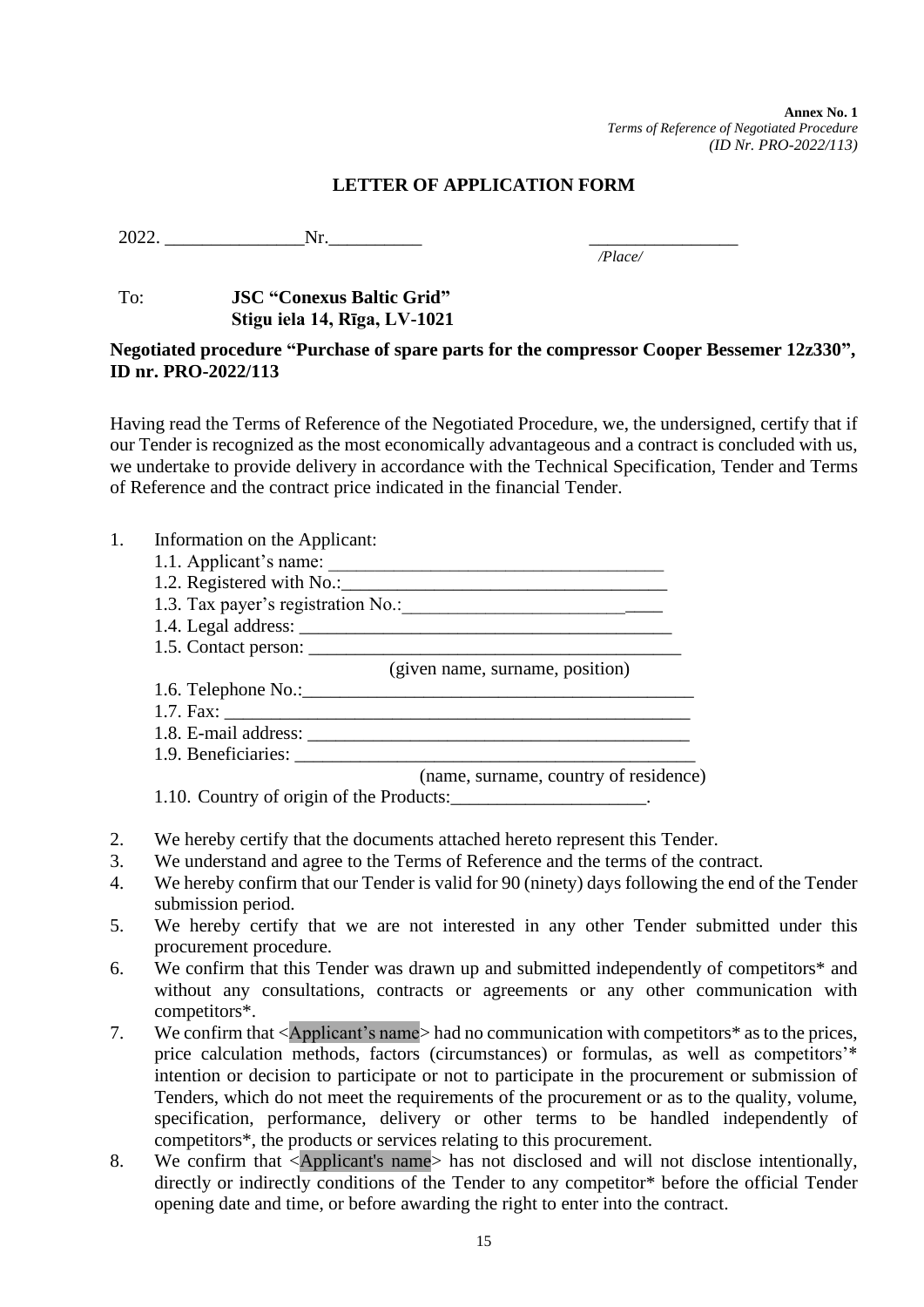**Annex No. 1**
*Terms of Reference of Negotiated Procedure*
*(ID Nr. PRO-2022/113)*

## LETTER OF APPLICATION FORM

2022. _______________Nr.__________                    ________________
*/Place/*

To: **JSC "Conexus Baltic Grid"**
**Stigu iela 14, Rīga, LV-1021**

**Negotiated procedure "Purchase of spare parts for the compressor Cooper Bessemer 12z330", ID nr. PRO-2022/113**

Having read the Terms of Reference of the Negotiated Procedure, we, the undersigned, certify that if our Tender is recognized as the most economically advantageous and a contract is concluded with us, we undertake to provide delivery in accordance with the Technical Specification, Tender and Terms of Reference and the contract price indicated in the financial Tender.

1. Information on the Applicant:
   1.1. Applicant's name: ___________________________________
   1.2. Registered with No.:___________________________________
   1.3. Tax payer's registration No.:___________________________
   1.4. Legal address: ________________________________________
   1.5. Contact person: ________________________________________
   (given name, surname, position)
   1.6. Telephone No.:_________________________________________
   1.7. Fax: _________________________________________________
   1.8. E-mail address: ________________________________________
   1.9. Beneficiaries: _________________________________________
   (name, surname, country of residence)
   1.10. Country of origin of the Products:_____________________.
2. We hereby certify that the documents attached hereto represent this Tender.
3. We understand and agree to the Terms of Reference and the terms of the contract.
4. We hereby confirm that our Tender is valid for 90 (ninety) days following the end of the Tender submission period.
5. We hereby certify that we are not interested in any other Tender submitted under this procurement procedure.
6. We confirm that this Tender was drawn up and submitted independently of competitors* and without any consultations, contracts or agreements or any other communication with competitors*.
7. We confirm that <Applicant's name> had no communication with competitors* as to the prices, price calculation methods, factors (circumstances) or formulas, as well as competitors'* intention or decision to participate or not to participate in the procurement or submission of Tenders, which do not meet the requirements of the procurement or as to the quality, volume, specification, performance, delivery or other terms to be handled independently of competitors*, the products or services relating to this procurement.
8. We confirm that <Applicant's name> has not disclosed and will not disclose intentionally, directly or indirectly conditions of the Tender to any competitor* before the official Tender opening date and time, or before awarding the right to enter into the contract.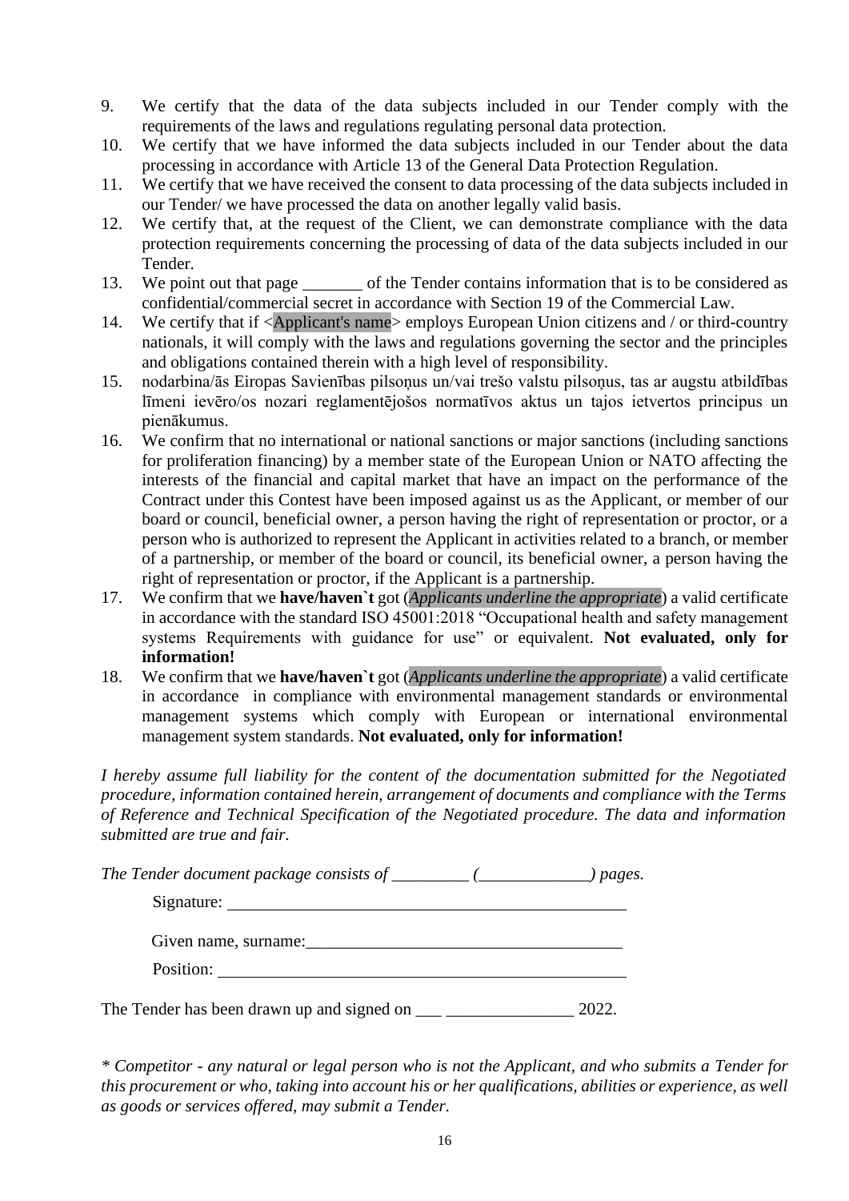9. We certify that the data of the data subjects included in our Tender comply with the requirements of the laws and regulations regulating personal data protection.
10. We certify that we have informed the data subjects included in our Tender about the data processing in accordance with Article 13 of the General Data Protection Regulation.
11. We certify that we have received the consent to data processing of the data subjects included in our Tender/ we have processed the data on another legally valid basis.
12. We certify that, at the request of the Client, we can demonstrate compliance with the data protection requirements concerning the processing of data of the data subjects included in our Tender.
13. We point out that page _______ of the Tender contains information that is to be considered as confidential/commercial secret in accordance with Section 19 of the Commercial Law.
14. We certify that if <Applicant's name> employs European Union citizens and / or third-country nationals, it will comply with the laws and regulations governing the sector and the principles and obligations contained therein with a high level of responsibility.
15. nodarbina/ās Eiropas Savienības pilsoņus un/vai trešo valstu pilsoņus, tas ar augstu atbildības līmeni ievēro/os nozari reglamentējošos normatīvos aktus un tajos ietvertos principus un pienākumus.
16. We confirm that no international or national sanctions or major sanctions (including sanctions for proliferation financing) by a member state of the European Union or NATO affecting the interests of the financial and capital market that have an impact on the performance of the Contract under this Contest have been imposed against us as the Applicant, or member of our board or council, beneficial owner, a person having the right of representation or proctor, or a person who is authorized to represent the Applicant in activities related to a branch, or member of a partnership, or member of the board or council, its beneficial owner, a person having the right of representation or proctor, if the Applicant is a partnership.
17. We confirm that we **have/haven`t** got (*Applicants underline the appropriate*) a valid certificate in accordance with the standard ISO 45001:2018 "Occupational health and safety management systems Requirements with guidance for use" or equivalent. **Not evaluated, only for information!**
18. We confirm that we **have/haven`t** got (*Applicants underline the appropriate*) a valid certificate in accordance in compliance with environmental management standards or environmental management systems which comply with European or international environmental management system standards. **Not evaluated, only for information!**

*I hereby assume full liability for the content of the documentation submitted for the Negotiated procedure, information contained herein, arrangement of documents and compliance with the Terms of Reference and Technical Specification of the Negotiated procedure. The data and information submitted are true and fair.*

*The Tender document package consists of _________ (_____________) pages.*

Signature: ________________________________________________

Given name, surname:______________________________________

Position: _________________________________________________

The Tender has been drawn up and signed on ___ _______________ 2022.

*\* Competitor - any natural or legal person who is not the Applicant, and who submits a Tender for this procurement or who, taking into account his or her qualifications, abilities or experience, as well as goods or services offered, may submit a Tender.*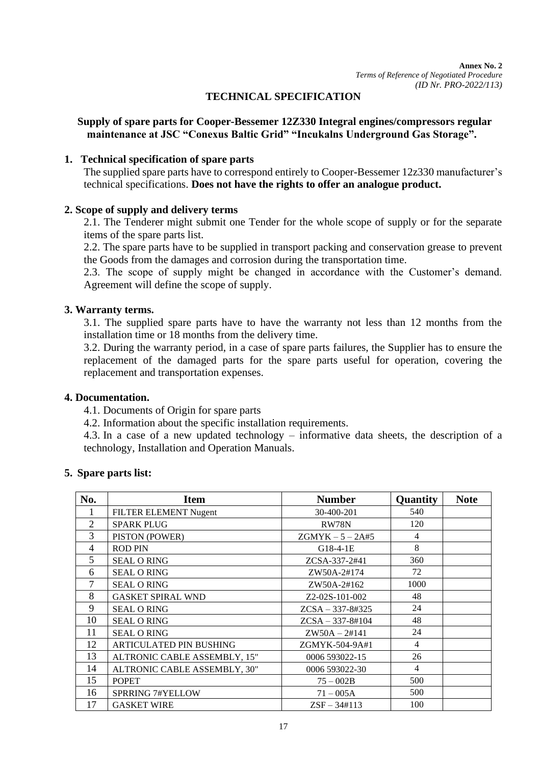**Annex No. 2**
*Terms of Reference of Negotiated Procedure*
*(ID Nr. PRO-2022/113)*

## TECHNICAL SPECIFICATION

### Supply of spare parts for Cooper-Bessemer 12Z330 Integral engines/compressors regular maintenance at JSC "Conexus Baltic Grid" "Incukalns Underground Gas Storage".

**1. Technical specification of spare parts**

The supplied spare parts have to correspond entirely to Cooper-Bessemer 12z330 manufacturer's technical specifications. **Does not have the rights to offer an analogue product.**

**2. Scope of supply and delivery terms**

2.1. The Tenderer might submit one Tender for the whole scope of supply or for the separate items of the spare parts list.

2.2. The spare parts have to be supplied in transport packing and conservation grease to prevent the Goods from the damages and corrosion during the transportation time.

2.3. The scope of supply might be changed in accordance with the Customer's demand. Agreement will define the scope of supply.

**3. Warranty terms.**

3.1. The supplied spare parts have to have the warranty not less than 12 months from the installation time or 18 months from the delivery time.

3.2. During the warranty period, in a case of spare parts failures, the Supplier has to ensure the replacement of the damaged parts for the spare parts useful for operation, covering the replacement and transportation expenses.

**4. Documentation.**

4.1. Documents of Origin for spare parts

4.2. Information about the specific installation requirements.

4.3. In a case of a new updated technology – informative data sheets, the description of a technology, Installation and Operation Manuals.

**5. Spare parts list:**

| No. | Item | Number | Quantity | Note |
|---|---|---|---|---|
| 1 | FILTER ELEMENT Nugent | 30-400-201 | 540 | |
| 2 | SPARK PLUG | RW78N | 120 | |
| 3 | PISTON (POWER) | ZGMYK – 5 – 2A#5 | 4 | |
| 4 | ROD PIN | G18-4-1E | 8 | |
| 5 | SEAL O RING | ZCSA-337-2#41 | 360 | |
| 6 | SEAL O RING | ZW50A-2#174 | 72 | |
| 7 | SEAL O RING | ZW50A-2#162 | 1000 | |
| 8 | GASKET SPIRAL WND | Z2-02S-101-002 | 48 | |
| 9 | SEAL O RING | ZCSA – 337-8#325 | 24 | |
| 10 | SEAL O RING | ZCSA – 337-8#104 | 48 | |
| 11 | SEAL O RING | ZW50A – 2#141 | 24 | |
| 12 | ARTICULATED PIN BUSHING | ZGMYK-504-9A#1 | 4 | |
| 13 | ALTRONIC CABLE ASSEMBLY, 15" | 0006 593022-15 | 26 | |
| 14 | ALTRONIC CABLE ASSEMBLY, 30" | 0006 593022-30 | 4 | |
| 15 | POPET | 75 – 002B | 500 | |
| 16 | SPRRING 7#YELLOW | 71 – 005A | 500 | |
| 17 | GASKET WIRE | ZSF – 34#113 | 100 | |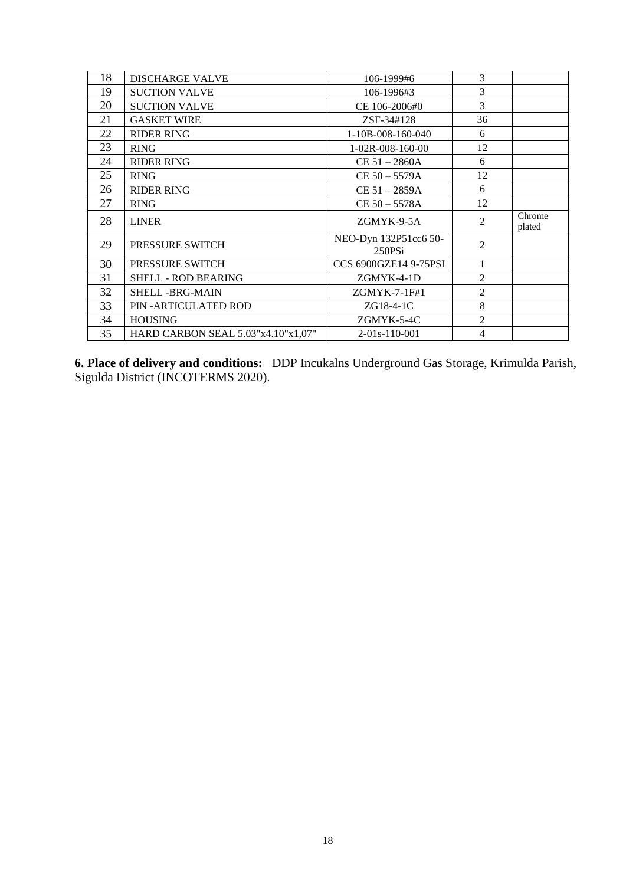| 18 | DISCHARGE VALVE | 106-1999#6 | 3 | |
|---|---|---|---|---|
| 19 | SUCTION VALVE | 106-1996#3 | 3 | |
| 20 | SUCTION VALVE | CE 106-2006#0 | 3 | |
| 21 | GASKET WIRE | ZSF-34#128 | 36 | |
| 22 | RIDER RING | 1-10B-008-160-040 | 6 | |
| 23 | RING | 1-02R-008-160-00 | 12 | |
| 24 | RIDER RING | CE 51 – 2860A | 6 | |
| 25 | RING | CE 50 – 5579A | 12 | |
| 26 | RIDER RING | CE 51 – 2859A | 6 | |
| 27 | RING | CE 50 – 5578A | 12 | |
| 28 | LINER | ZGMYK-9-5A | 2 | Chrome plated |
| 29 | PRESSURE SWITCH | NEO-Dyn 132P51cc6 50-250PSi | 2 | |
| 30 | PRESSURE SWITCH | CCS 6900GZE14 9-75PSI | 1 | |
| 31 | SHELL - ROD BEARING | ZGMYK-4-1D | 2 | |
| 32 | SHELL -BRG-MAIN | ZGMYK-7-1F#1 | 2 | |
| 33 | PIN -ARTICULATED ROD | ZG18-4-1C | 8 | |
| 34 | HOUSING | ZGMYK-5-4C | 2 | |
| 35 | HARD CARBON SEAL 5.03"x4.10"x1,07" | 2-01s-110-001 | 4 | |

**6. Place of delivery and conditions:** DDP Incukalns Underground Gas Storage, Krimulda Parish, Sigulda District (INCOTERMS 2020).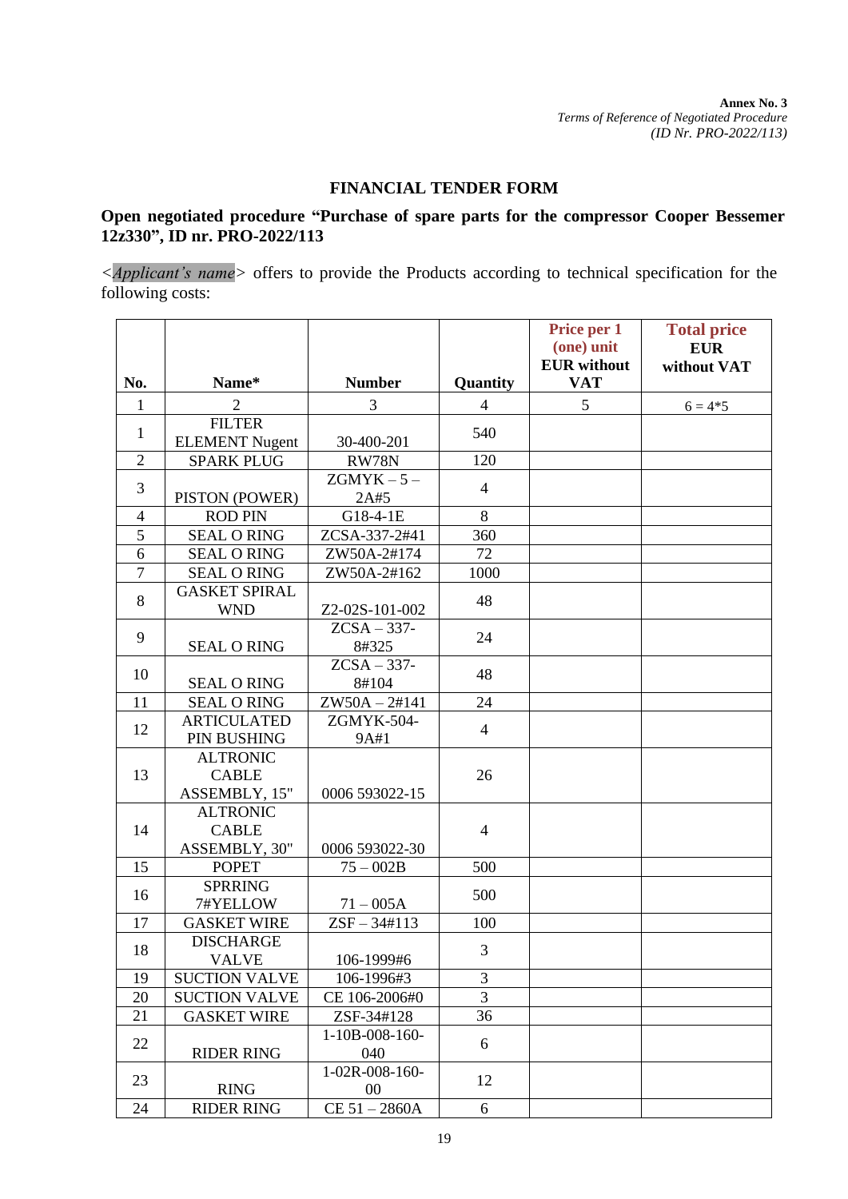**Annex No. 3**
*Terms of Reference of Negotiated Procedure*
*(ID Nr. PRO-2022/113)*

## FINANCIAL TENDER FORM

### Open negotiated procedure "Purchase of spare parts for the compressor Cooper Bessemer 12z330", ID nr. PRO-2022/113

<*Applicant's name*> offers to provide the Products according to technical specification for the following costs:

| No. | Name* | Number | Quantity | Price per 1 (one) unit EUR without VAT | Total price EUR without VAT |
|---|---|---|---|---|---|
| 1 | 2 | 3 | 4 | 5 | 6 = 4*5 |
| 1 | FILTER ELEMENT Nugent | 30-400-201 | 540 | | |
| 2 | SPARK PLUG | RW78N | 120 | | |
| 3 | PISTON (POWER) | ZGMYK – 5 – 2A#5 | 4 | | |
| 4 | ROD PIN | G18-4-1E | 8 | | |
| 5 | SEAL O RING | ZCSA-337-2#41 | 360 | | |
| 6 | SEAL O RING | ZW50A-2#174 | 72 | | |
| 7 | SEAL O RING | ZW50A-2#162 | 1000 | | |
| 8 | GASKET SPIRAL WND | Z2-02S-101-002 | 48 | | |
| 9 | SEAL O RING | ZCSA – 337-8#325 | 24 | | |
| 10 | SEAL O RING | ZCSA – 337-8#104 | 48 | | |
| 11 | SEAL O RING | ZW50A – 2#141 | 24 | | |
| 12 | ARTICULATED PIN BUSHING | ZGMYK-504-9A#1 | 4 | | |
| 13 | ALTRONIC CABLE ASSEMBLY, 15" | 0006 593022-15 | 26 | | |
| 14 | ALTRONIC CABLE ASSEMBLY, 30" | 0006 593022-30 | 4 | | |
| 15 | POPET | 75 – 002B | 500 | | |
| 16 | SPRRING 7#YELLOW | 71 – 005A | 500 | | |
| 17 | GASKET WIRE | ZSF – 34#113 | 100 | | |
| 18 | DISCHARGE VALVE | 106-1999#6 | 3 | | |
| 19 | SUCTION VALVE | 106-1996#3 | 3 | | |
| 20 | SUCTION VALVE | CE 106-2006#0 | 3 | | |
| 21 | GASKET WIRE | ZSF-34#128 | 36 | | |
| 22 | RIDER RING | 1-10B-008-160-040 | 6 | | |
| 23 | RING | 1-02R-008-160-00 | 12 | | |
| 24 | RIDER RING | CE 51 – 2860A | 6 | | |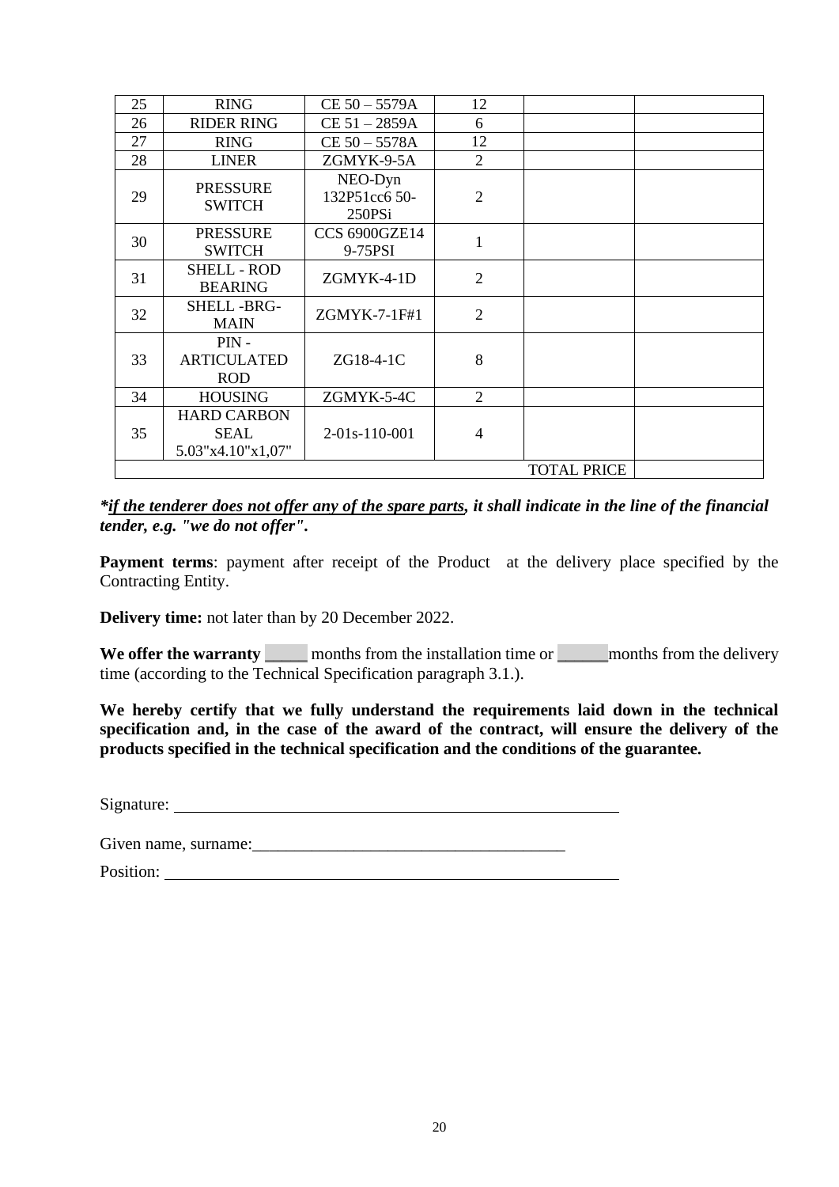| | | | | | |
|---|---|---|---|---|---|
| 25 | RING | CE 50 – 5579A | 12 | | |
| 26 | RIDER RING | CE 51 – 2859A | 6 | | |
| 27 | RING | CE 50 – 5578A | 12 | | |
| 28 | LINER | ZGMYK-9-5A | 2 | | |
| 29 | PRESSURE SWITCH | NEO-Dyn 132P51cc6 50-250PSi | 2 | | |
| 30 | PRESSURE SWITCH | CCS 6900GZE14 9-75PSI | 1 | | |
| 31 | SHELL - ROD BEARING | ZGMYK-4-1D | 2 | | |
| 32 | SHELL -BRG-MAIN | ZGMYK-7-1F#1 | 2 | | |
| 33 | PIN - ARTICULATED ROD | ZG18-4-1C | 8 | | |
| 34 | HOUSING | ZGMYK-5-4C | 2 | | |
| 35 | HARD CARBON SEAL 5.03"x4.10"x1,07" | 2-01s-110-001 | 4 | | |
| | | | | TOTAL PRICE | |

***<u>if the tenderer does not offer any of the spare parts</u>, it shall indicate in the line of the financial tender, e.g. "we do not offer".***

**Payment terms**: payment after receipt of the Product at the delivery place specified by the Contracting Entity.

**Delivery time:** not later than by 20 December 2022.

**We offer the warranty** _____ months from the installation time or ______months from the delivery time (according to the Technical Specification paragraph 3.1.).

**We hereby certify that we fully understand the requirements laid down in the technical specification and, in the case of the award of the contract, will ensure the delivery of the products specified in the technical specification and the conditions of the guarantee.**

Signature: ________________________________________________________

Given name, surname:_____________________________________

Position: ________________________________________________________